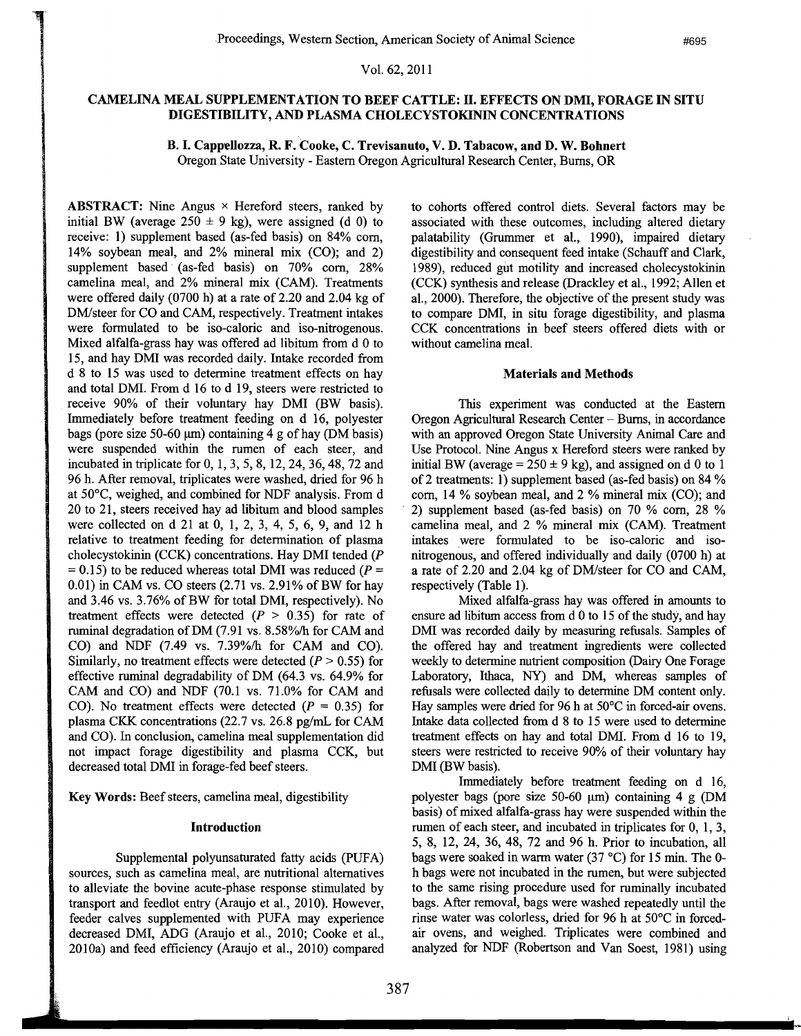# CAMELINA MEAL SUPPLEMENTATION TO BEEF CATTLE: II. EFFECTS ON DMI, FORAGE IN SITU DIGESTIBILITY, AND PLASMA CHOLECYSTOKININ CONCENTRATIONS

**B. I. Cappellozza, R. F. Cooke, C. Trevisanuto, V. D. Tabacow, and D. W. Bohnert**
Oregon State University - Eastern Oregon Agricultural Research Center, Burns, OR

**ABSTRACT:** Nine Angus × Hereford steers, ranked by initial BW (average 250 ± 9 kg), were assigned (d 0) to receive: 1) supplement based (as-fed basis) on 84% corn, 14% soybean meal, and 2% mineral mix (CO); and 2) supplement based (as-fed basis) on 70% corn, 28% camelina meal, and 2% mineral mix (CAM). Treatments were offered daily (0700 h) at a rate of 2.20 and 2.04 kg of DM/steer for CO and CAM, respectively. Treatment intakes were formulated to be iso-caloric and iso-nitrogenous. Mixed alfalfa-grass hay was offered ad libitum from d 0 to 15, and hay DMI was recorded daily. Intake recorded from d 8 to 15 was used to determine treatment effects on hay and total DMI. From d 16 to d 19, steers were restricted to receive 90% of their voluntary hay DMI (BW basis). Immediately before treatment feeding on d 16, polyester bags (pore size 50-60 μm) containing 4 g of hay (DM basis) were suspended within the rumen of each steer, and incubated in triplicate for 0, 1, 3, 5, 8, 12, 24, 36, 48, 72 and 96 h. After removal, triplicates were washed, dried for 96 h at 50°C, weighed, and combined for NDF analysis. From d 20 to 21, steers received hay ad libitum and blood samples were collected on d 21 at 0, 1, 2, 3, 4, 5, 6, 9, and 12 h relative to treatment feeding for determination of plasma cholecystokinin (CCK) concentrations. Hay DMI tended ($P = 0.15$) to be reduced whereas total DMI was reduced ($P = 0.01$) in CAM vs. CO steers (2.71 vs. 2.91% of BW for hay and 3.46 vs. 3.76% of BW for total DMI, respectively). No treatment effects were detected ($P > 0.35$) for rate of ruminal degradation of DM (7.91 vs. 8.58%/h for CAM and CO) and NDF (7.49 vs. 7.39%/h for CAM and CO). Similarly, no treatment effects were detected ($P > 0.55$) for effective ruminal degradability of DM (64.3 vs. 64.9% for CAM and CO) and NDF (70.1 vs. 71.0% for CAM and CO). No treatment effects were detected ($P = 0.35$) for plasma CKK concentrations (22.7 vs. 26.8 pg/mL for CAM and CO). In conclusion, camelina meal supplementation did not impact forage digestibility and plasma CCK, but decreased total DMI in forage-fed beef steers.

**Key Words:** Beef steers, camelina meal, digestibility

## Introduction

Supplemental polyunsaturated fatty acids (PUFA) sources, such as camelina meal, are nutritional alternatives to alleviate the bovine acute-phase response stimulated by transport and feedlot entry (Araujo et al., 2010). However, feeder calves supplemented with PUFA may experience decreased DMI, ADG (Araujo et al., 2010; Cooke et al., 2010a) and feed efficiency (Araujo et al., 2010) compared to cohorts offered control diets. Several factors may be associated with these outcomes, including altered dietary palatability (Grummer et al., 1990), impaired dietary digestibility and consequent feed intake (Schauff and Clark, 1989), reduced gut motility and increased cholecystokinin (CCK) synthesis and release (Drackley et al., 1992; Allen et al., 2000). Therefore, the objective of the present study was to compare DMI, in situ forage digestibility, and plasma CCK concentrations in beef steers offered diets with or without camelina meal.

## Materials and Methods

This experiment was conducted at the Eastern Oregon Agricultural Research Center – Burns, in accordance with an approved Oregon State University Animal Care and Use Protocol. Nine Angus x Hereford steers were ranked by initial BW (average = 250 ± 9 kg), and assigned on d 0 to 1 of 2 treatments: 1) supplement based (as-fed basis) on 84 % corn, 14 % soybean meal, and 2 % mineral mix (CO); and 2) supplement based (as-fed basis) on 70 % corn, 28 % camelina meal, and 2 % mineral mix (CAM). Treatment intakes were formulated to be iso-caloric and iso-nitrogenous, and offered individually and daily (0700 h) at a rate of 2.20 and 2.04 kg of DM/steer for CO and CAM, respectively (Table 1).

Mixed alfalfa-grass hay was offered in amounts to ensure ad libitum access from d 0 to 15 of the study, and hay DMI was recorded daily by measuring refusals. Samples of the offered hay and treatment ingredients were collected weekly to determine nutrient composition (Dairy One Forage Laboratory, Ithaca, NY) and DM, whereas samples of refusals were collected daily to determine DM content only. Hay samples were dried for 96 h at 50°C in forced-air ovens. Intake data collected from d 8 to 15 were used to determine treatment effects on hay and total DMI. From d 16 to 19, steers were restricted to receive 90% of their voluntary hay DMI (BW basis).

Immediately before treatment feeding on d 16, polyester bags (pore size 50-60 μm) containing 4 g (DM basis) of mixed alfalfa-grass hay were suspended within the rumen of each steer, and incubated in triplicates for 0, 1, 3, 5, 8, 12, 24, 36, 48, 72 and 96 h. Prior to incubation, all bags were soaked in warm water (37 °C) for 15 min. The 0-h bags were not incubated in the rumen, but were subjected to the same rising procedure used for ruminally incubated bags. After removal, bags were washed repeatedly until the rinse water was colorless, dried for 96 h at 50°C in forced-air ovens, and weighed. Triplicates were combined and analyzed for NDF (Robertson and Van Soest, 1981) using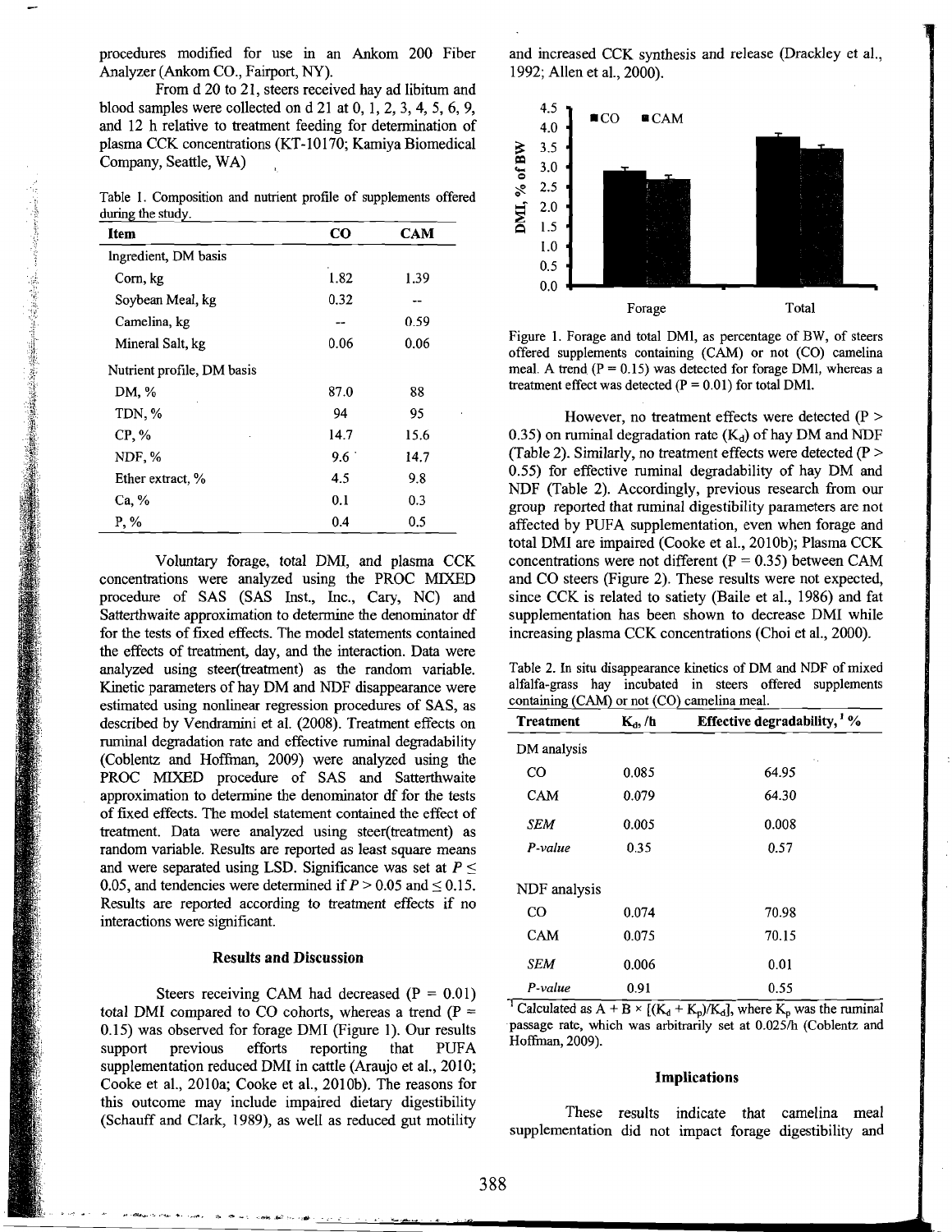procedures modified for use in an Ankom 200 Fiber Analyzer (Ankom CO., Fairport, NY).

From d 20 to 21, steers received hay ad libitum and blood samples were collected on d 21 at 0, 1, 2, 3, 4, 5, 6, 9, and 12 h relative to treatment feeding for determination of plasma CCK concentrations (KT-10170; Kamiya Biomedical Company, Seattle, WA)

Table 1. Composition and nutrient profile of supplements offered during the study.

| Item | CO | CAM |
|---|---|---|
| Ingredient, DM basis | | |
| Corn, kg | 1.82 | 1.39 |
| Soybean Meal, kg | 0.32 | -- |
| Camelina, kg | -- | 0.59 |
| Mineral Salt, kg | 0.06 | 0.06 |
| Nutrient profile, DM basis | | |
| DM, % | 87.0 | 88 |
| TDN, % | 94 | 95 |
| CP, % | 14.7 | 15.6 |
| NDF, % | 9.6 | 14.7 |
| Ether extract, % | 4.5 | 9.8 |
| Ca, % | 0.1 | 0.3 |
| P, % | 0.4 | 0.5 |

Voluntary forage, total DMI, and plasma CCK concentrations were analyzed using the PROC MIXED procedure of SAS (SAS Inst., Inc., Cary, NC) and Satterthwaite approximation to determine the denominator df for the tests of fixed effects. The model statements contained the effects of treatment, day, and the interaction. Data were analyzed using steer(treatment) as the random variable. Kinetic parameters of hay DM and NDF disappearance were estimated using nonlinear regression procedures of SAS, as described by Vendramini et al. (2008). Treatment effects on ruminal degradation rate and effective ruminal degradability (Coblentz and Hoffman, 2009) were analyzed using the PROC MIXED procedure of SAS and Satterthwaite approximation to determine the denominator df for the tests of fixed effects. The model statement contained the effect of treatment. Data were analyzed using steer(treatment) as random variable. Results are reported as least square means and were separated using LSD. Significance was set at $P \leq 0.05$, and tendencies were determined if $P > 0.05$ and $\leq 0.15$. Results are reported according to treatment effects if no interactions were significant.

## Results and Discussion

Steers receiving CAM had decreased ($P = 0.01$) total DMI compared to CO cohorts, whereas a trend ($P = 0.15$) was observed for forage DMI (Figure 1). Our results support previous efforts reporting that PUFA supplementation reduced DMI in cattle (Araujo et al., 2010; Cooke et al., 2010a; Cooke et al., 2010b). The reasons for this outcome may include impaired dietary digestibility (Schauff and Clark, 1989), as well as reduced gut motility and increased CCK synthesis and release (Drackley et al., 1992; Allen et al., 2000).

Figure 1. Forage and total DMI, as percentage of BW, of steers offered supplements containing (CAM) or not (CO) camelina meal. A trend ($P = 0.15$) was detected for forage DMI, whereas a treatment effect was detected ($P = 0.01$) for total DMI.

However, no treatment effects were detected ($P > 0.35$) on ruminal degradation rate ($K_d$) of hay DM and NDF (Table 2). Similarly, no treatment effects were detected ($P > 0.55$) for effective ruminal degradability of hay DM and NDF (Table 2). Accordingly, previous research from our group reported that ruminal digestibility parameters are not affected by PUFA supplementation, even when forage and total DMI are impaired (Cooke et al., 2010b); Plasma CCK concentrations were not different ($P = 0.35$) between CAM and CO steers (Figure 2). These results were not expected, since CCK is related to satiety (Baile et al., 1986) and fat supplementation has been shown to decrease DMI while increasing plasma CCK concentrations (Choi et al., 2000).

Table 2. In situ disappearance kinetics of DM and NDF of mixed alfalfa-grass hay incubated in steers offered supplements containing (CAM) or not (CO) camelina meal.

| Treatment | $K_d$, /h | Effective degradability,[1] % |
|---|---|---|
| DM analysis | | |
| CO | 0.085 | 64.95 |
| CAM | 0.079 | 64.30 |
| *SEM* | 0.005 | 0.008 |
| *P-value* | 0.35 | 0.57 |
| NDF analysis | | |
| CO | 0.074 | 70.98 |
| CAM | 0.075 | 70.15 |
| *SEM* | 0.006 | 0.01 |
| *P-value* | 0.91 | 0.55 |

[1] Calculated as $A + B \times [(K_d + K_p)/K_d]$, where $K_p$ was the ruminal passage rate, which was arbitrarily set at 0.025/h (Coblentz and Hoffman, 2009).

## Implications

These results indicate that camelina meal supplementation did not impact forage digestibility and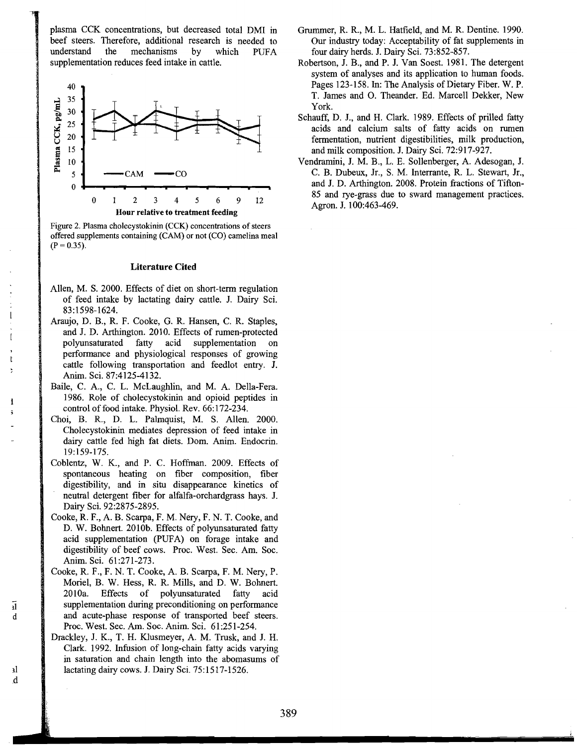plasma CCK concentrations, but decreased total DMI in beef steers. Therefore, additional research is needed to understand the mechanisms by which PUFA supplementation reduces feed intake in cattle.

Plasma CCK, pg/mL

40
35
30
25
20
15
10
5
0

CAM
CO

0 1 2 3 4 5 6 9 12

Hour relative to treatment feeding

Figure 2. Plasma cholecystokinin (CCK) concentrations of steers offered supplements containing (CAM) or not (CO) camelina meal (P = 0.35).

### Literature Cited

Allen, M. S. 2000. Effects of diet on short-term regulation of feed intake by lactating dairy cattle. J. Dairy Sci. 83:1598-1624.

Araujo, D. B., R. F. Cooke, G. R. Hansen, C. R. Staples, and J. D. Arthington. 2010. Effects of rumen-protected polyunsaturated fatty acid supplementation on performance and physiological responses of growing cattle following transportation and feedlot entry. J. Anim. Sci. 87:4125-4132.

Baile, C. A., C. L. McLaughlin, and M. A. Della-Fera. 1986. Role of cholecystokinin and opioid peptides in control of food intake. Physiol. Rev. 66:172-234.

Choi, B. R., D. L. Palmquist, M. S. Allen. 2000. Cholecystokinin mediates depression of feed intake in dairy cattle fed high fat diets. Dom. Anim. Endocrin. 19:159-175.

Coblentz, W. K., and P. C. Hoffman. 2009. Effects of spontaneous heating on fiber composition, fiber digestibility, and in situ disappearance kinetics of neutral detergent fiber for alfalfa-orchardgrass hays. J. Dairy Sci. 92:2875-2895.

Cooke, R. F., A. B. Scarpa, F. M. Nery, F. N. T. Cooke, and D. W. Bohnert. 2010b. Effects of polyunsaturated fatty acid supplementation (PUFA) on forage intake and digestibility of beef cows. Proc. West. Sec. Am. Soc. Anim. Sci. 61:271-273.

Cooke, R. F., F. N. T. Cooke, A. B. Scarpa, F. M. Nery, P. Moriel, B. W. Hess, R. R. Mills, and D. W. Bohnert. 2010a. Effects of polyunsaturated fatty acid supplementation during preconditioning on performance and acute-phase response of transported beef steers. Proc. West. Sec. Am. Soc. Anim. Sci. 61:251-254.

Drackley, J. K., T. H. Klusmeyer, A. M. Trusk, and J. H. Clark. 1992. Infusion of long-chain fatty acids varying in saturation and chain length into the abomasums of lactating dairy cows. J. Dairy Sci. 75:1517-1526.

Grummer, R. R., M. L. Hatfield, and M. R. Dentine. 1990. Our industry today: Acceptability of fat supplements in four dairy herds. J. Dairy Sci. 73:852-857.

Robertson, J. B., and P. J. Van Soest. 1981. The detergent system of analyses and its application to human foods. Pages 123-158. In: The Analysis of Dietary Fiber. W. P. T. James and O. Theander. Ed. Marcell Dekker, New York.

Schauff, D. J., and H. Clark. 1989. Effects of prilled fatty acids and calcium salts of fatty acids on rumen fermentation, nutrient digestibilities, milk production, and milk composition. J. Dairy Sci. 72:917-927.

Vendramini, J. M. B., L. E. Sollenberger, A. Adesogan, J. C. B. Dubeux, Jr., S. M. Interrante, R. L. Stewart, Jr., and J. D. Arthington. 2008. Protein fractions of Tifton-85 and rye-grass due to sward management practices. Agron. J. 100:463-469.